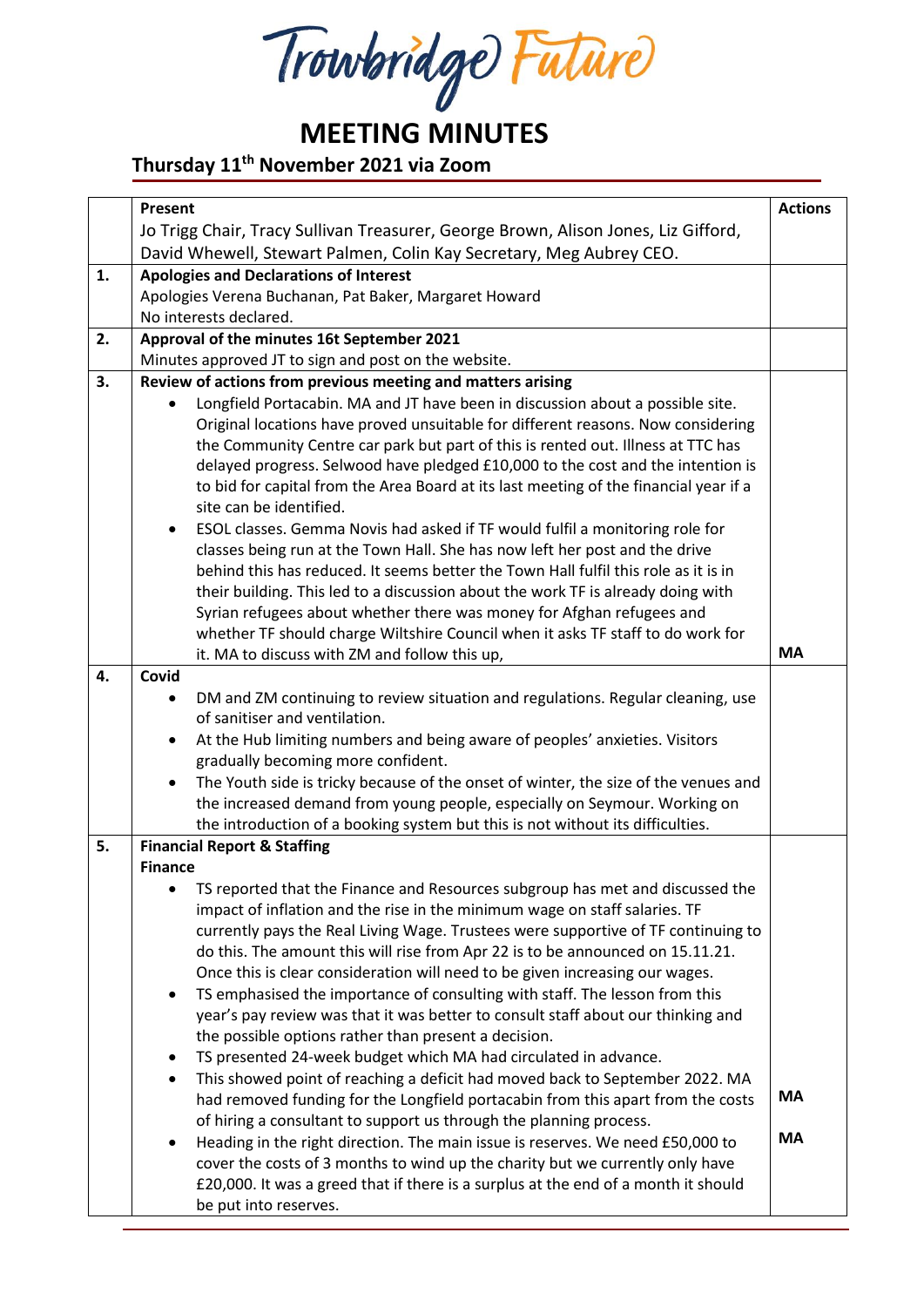Trowbridge Future

# MEETING MINUTES

## Thursday 11th November 2021 via Zoom

| | Present | Actions |
|---|---|---|
| | Jo Trigg Chair, Tracy Sullivan Treasurer, George Brown, Alison Jones, Liz Gifford, David Whewell, Stewart Palmen, Colin Kay Secretary, Meg Aubrey CEO. | |
| 1. | **Apologies and Declarations of Interest**<br>Apologies Verena Buchanan, Pat Baker, Margaret Howard<br>No interests declared. | |
| 2. | **Approval of the minutes 16t September 2021**<br>Minutes approved JT to sign and post on the website. | |
| 3. | **Review of actions from previous meeting and matters arising**<br>• Longfield Portacabin. MA and JT have been in discussion about a possible site. Original locations have proved unsuitable for different reasons. Now considering the Community Centre car park but part of this is rented out. Illness at TTC has delayed progress. Selwood have pledged £10,000 to the cost and the intention is to bid for capital from the Area Board at its last meeting of the financial year if a site can be identified.<br>• ESOL classes. Gemma Novis had asked if TF would fulfil a monitoring role for classes being run at the Town Hall. She has now left her post and the drive behind this has reduced. It seems better the Town Hall fulfil this role as it is in their building. This led to a discussion about the work TF is already doing with Syrian refugees about whether there was money for Afghan refugees and whether TF should charge Wiltshire Council when it asks TF staff to do work for it. MA to discuss with ZM and follow this up, | MA |
| 4. | **Covid**<br>• DM and ZM continuing to review situation and regulations. Regular cleaning, use of sanitiser and ventilation.<br>• At the Hub limiting numbers and being aware of peoples' anxieties. Visitors gradually becoming more confident.<br>• The Youth side is tricky because of the onset of winter, the size of the venues and the increased demand from young people, especially on Seymour. Working on the introduction of a booking system but this is not without its difficulties. | |
| 5. | **Financial Report & Staffing**<br>**Finance**<br>• TS reported that the Finance and Resources subgroup has met and discussed the impact of inflation and the rise in the minimum wage on staff salaries. TF currently pays the Real Living Wage. Trustees were supportive of TF continuing to do this. The amount this will rise from Apr 22 is to be announced on 15.11.21. Once this is clear consideration will need to be given increasing our wages.<br>• TS emphasised the importance of consulting with staff. The lesson from this year's pay review was that it was better to consult staff about our thinking and the possible options rather than present a decision.<br>• TS presented 24-week budget which MA had circulated in advance.<br>• This showed point of reaching a deficit had moved back to September 2022. MA had removed funding for the Longfield portacabin from this apart from the costs of hiring a consultant to support us through the planning process.<br>• Heading in the right direction. The main issue is reserves. We need £50,000 to cover the costs of 3 months to wind up the charity but we currently only have £20,000. It was a greed that if there is a surplus at the end of a month it should be put into reserves. | MA<br><br>MA |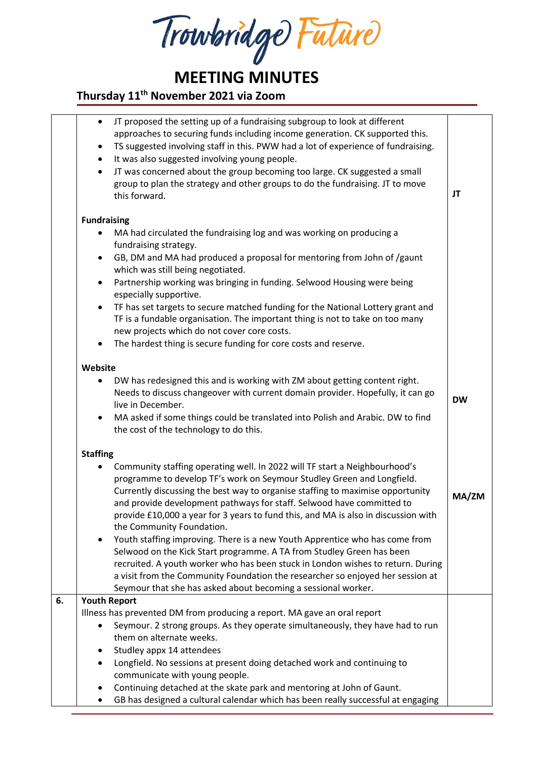# Trowbridge Future

## MEETING MINUTES

### Thursday 11th November 2021 via Zoom

| | | |
|---|---|---|
| | • JT proposed the setting up of a fundraising subgroup to look at different approaches to securing funds including income generation. CK supported this.<br>• TS suggested involving staff in this. PWW had a lot of experience of fundraising.<br>• It was also suggested involving young people.<br>• JT was concerned about the group becoming too large. CK suggested a small group to plan the strategy and other groups to do the fundraising. JT to move this forward. | **JT** |
| | **Fundraising**<br>• MA had circulated the fundraising log and was working on producing a fundraising strategy.<br>• GB, DM and MA had produced a proposal for mentoring from John of /gaunt which was still being negotiated.<br>• Partnership working was bringing in funding. Selwood Housing were being especially supportive.<br>• TF has set targets to secure matched funding for the National Lottery grant and TF is a fundable organisation. The important thing is not to take on too many new projects which do not cover core costs.<br>• The hardest thing is secure funding for core costs and reserve. | |
| | **Website**<br>• DW has redesigned this and is working with ZM about getting content right. Needs to discuss changeover with current domain provider. Hopefully, it can go live in December.<br>• MA asked if some things could be translated into Polish and Arabic. DW to find the cost of the technology to do this. | **DW** |
| | **Staffing**<br>• Community staffing operating well. In 2022 will TF start a Neighbourhood's programme to develop TF's work on Seymour Studley Green and Longfield. Currently discussing the best way to organise staffing to maximise opportunity and provide development pathways for staff. Selwood have committed to provide £10,000 a year for 3 years to fund this, and MA is also in discussion with the Community Foundation.<br>• Youth staffing improving. There is a new Youth Apprentice who has come from Selwood on the Kick Start programme. A TA from Studley Green has been recruited. A youth worker who has been stuck in London wishes to return. During a visit from the Community Foundation the researcher so enjoyed her session at Seymour that she has asked about becoming a sessional worker. | **MA/ZM** |
| **6.** | **Youth Report**<br>Illness has prevented DM from producing a report. MA gave an oral report<br>• Seymour. 2 strong groups. As they operate simultaneously, they have had to run them on alternate weeks.<br>• Studley appx 14 attendees<br>• Longfield. No sessions at present doing detached work and continuing to communicate with young people.<br>• Continuing detached at the skate park and mentoring at John of Gaunt.<br>• GB has designed a cultural calendar which has been really successful at engaging | |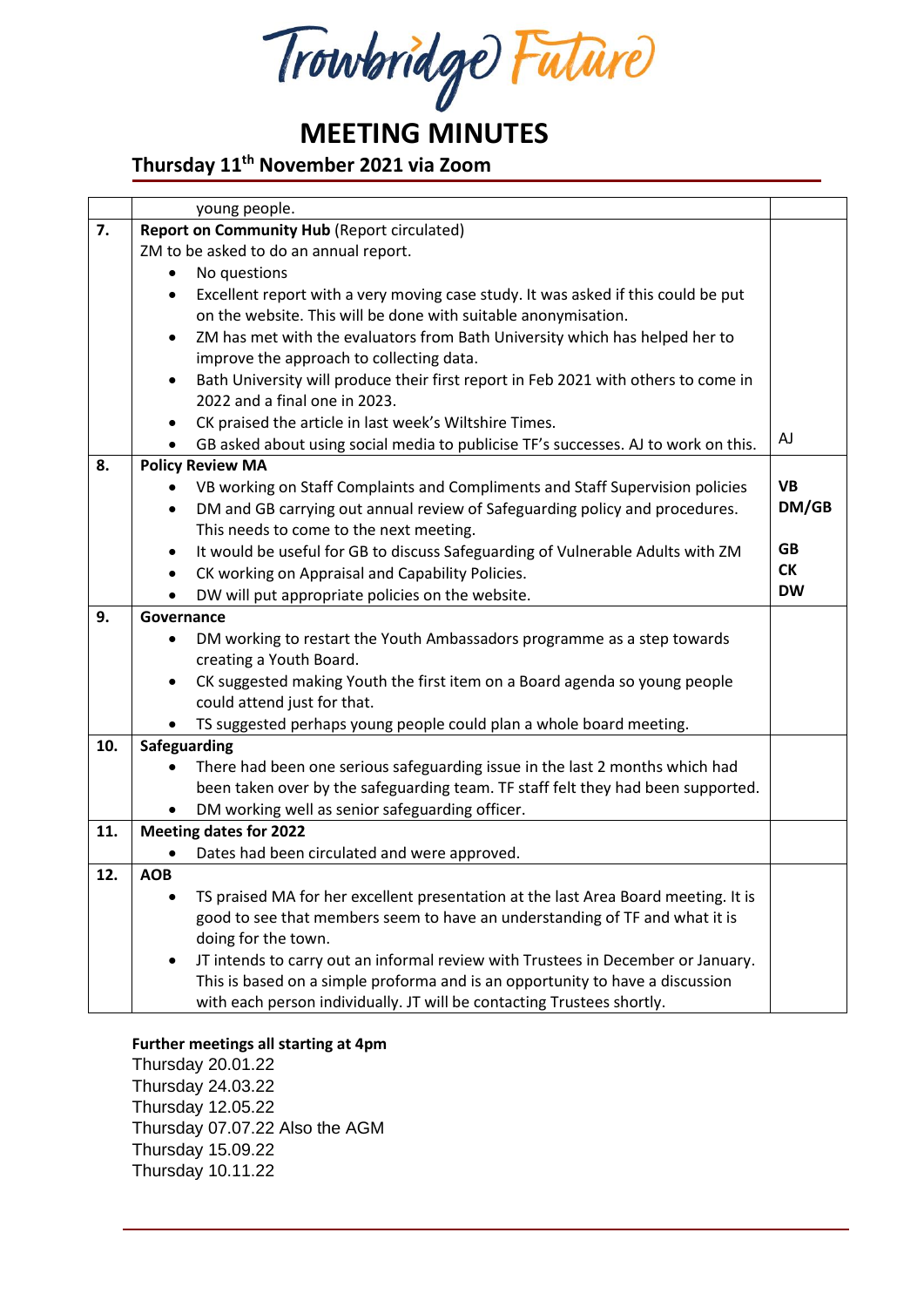# MEETING MINUTES

## Thursday 11th November 2021 via Zoom

| | | |
|---|---|---|
| | young people. | |
| **7.** | **Report on Community Hub** (Report circulated)<br>ZM to be asked to do an annual report.<br>• No questions<br>• Excellent report with a very moving case study. It was asked if this could be put on the website. This will be done with suitable anonymisation.<br>• ZM has met with the evaluators from Bath University which has helped her to improve the approach to collecting data.<br>• Bath University will produce their first report in Feb 2021 with others to come in 2022 and a final one in 2023.<br>• CK praised the article in last week's Wiltshire Times.<br>• GB asked about using social media to publicise TF's successes. AJ to work on this. | AJ |
| **8.** | **Policy Review MA**<br>• VB working on Staff Complaints and Compliments and Staff Supervision policies<br>• DM and GB carrying out annual review of Safeguarding policy and procedures. This needs to come to the next meeting.<br>• It would be useful for GB to discuss Safeguarding of Vulnerable Adults with ZM<br>• CK working on Appraisal and Capability Policies.<br>• DW will put appropriate policies on the website. | **VB**<br>**DM/GB**<br><br>**GB**<br>**CK**<br>**DW** |
| **9.** | **Governance**<br>• DM working to restart the Youth Ambassadors programme as a step towards creating a Youth Board.<br>• CK suggested making Youth the first item on a Board agenda so young people could attend just for that.<br>• TS suggested perhaps young people could plan a whole board meeting. | |
| **10.** | **Safeguarding**<br>• There had been one serious safeguarding issue in the last 2 months which had been taken over by the safeguarding team. TF staff felt they had been supported.<br>• DM working well as senior safeguarding officer. | |
| **11.** | **Meeting dates for 2022**<br>• Dates had been circulated and were approved. | |
| **12.** | **AOB**<br>• TS praised MA for her excellent presentation at the last Area Board meeting. It is good to see that members seem to have an understanding of TF and what it is doing for the town.<br>• JT intends to carry out an informal review with Trustees in December or January. This is based on a simple proforma and is an opportunity to have a discussion with each person individually. JT will be contacting Trustees shortly. | |

**Further meetings all starting at 4pm**

Thursday 20.01.22
Thursday 24.03.22
Thursday 12.05.22
Thursday 07.07.22 Also the AGM
Thursday 15.09.22
Thursday 10.11.22